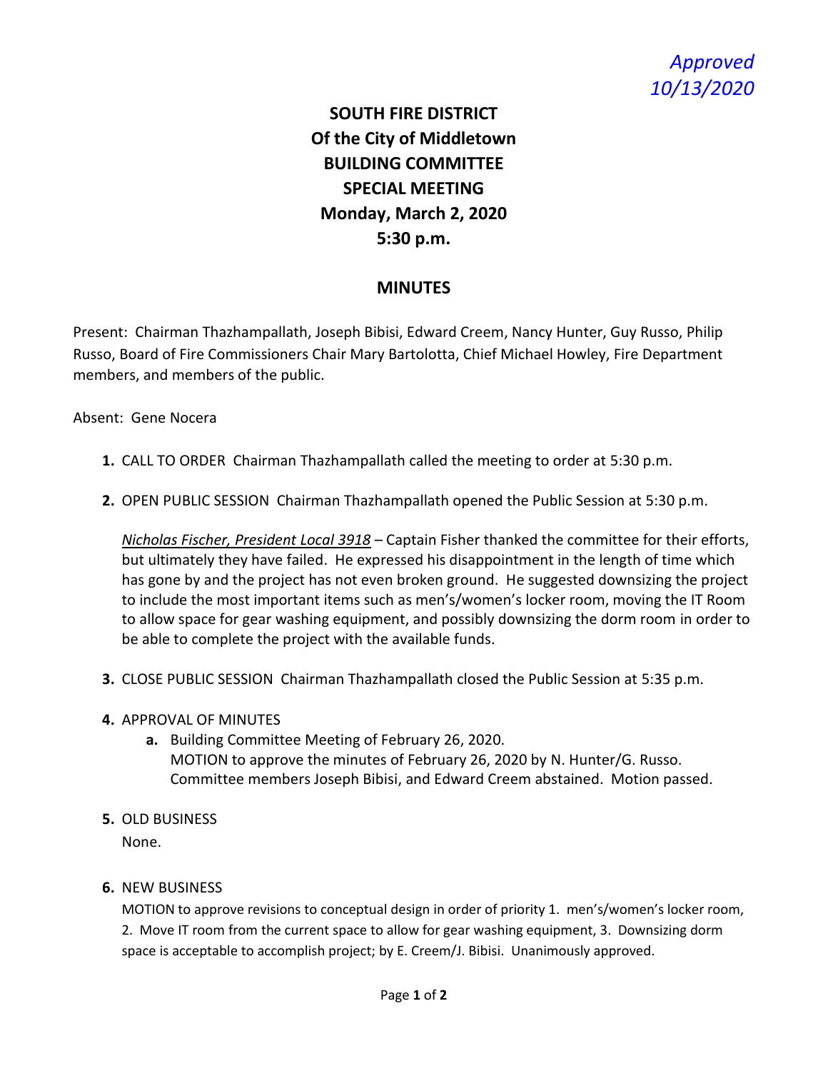*Approved 10/13/2020*

# SOUTH FIRE DISTRICT
## Of the City of Middletown
## BUILDING COMMITTEE
## SPECIAL MEETING
## Monday, March 2, 2020
## 5:30 p.m.

## MINUTES

Present: Chairman Thazhampallath, Joseph Bibisi, Edward Creem, Nancy Hunter, Guy Russo, Philip Russo, Board of Fire Commissioners Chair Mary Bartolotta, Chief Michael Howley, Fire Department members, and members of the public.

Absent: Gene Nocera

1. CALL TO ORDER Chairman Thazhampallath called the meeting to order at 5:30 p.m.

2. OPEN PUBLIC SESSION Chairman Thazhampallath opened the Public Session at 5:30 p.m.

   *Nicholas Fischer, President Local 3918* – Captain Fisher thanked the committee for their efforts, but ultimately they have failed. He expressed his disappointment in the length of time which has gone by and the project has not even broken ground. He suggested downsizing the project to include the most important items such as men's/women's locker room, moving the IT Room to allow space for gear washing equipment, and possibly downsizing the dorm room in order to be able to complete the project with the available funds.

3. CLOSE PUBLIC SESSION Chairman Thazhampallath closed the Public Session at 5:35 p.m.

4. APPROVAL OF MINUTES
   a. Building Committee Meeting of February 26, 2020.
      MOTION to approve the minutes of February 26, 2020 by N. Hunter/G. Russo. Committee members Joseph Bibisi, and Edward Creem abstained. Motion passed.

5. OLD BUSINESS
   None.

6. NEW BUSINESS
   MOTION to approve revisions to conceptual design in order of priority 1. men's/women's locker room, 2. Move IT room from the current space to allow for gear washing equipment, 3. Downsizing dorm space is acceptable to accomplish project; by E. Creem/J. Bibisi. Unanimously approved.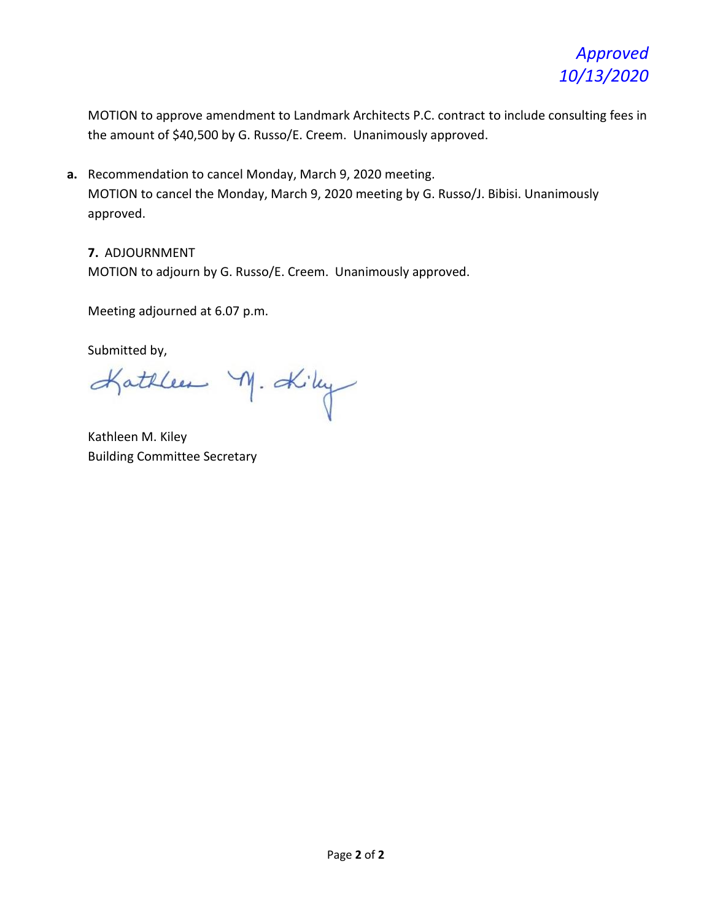*Approved 10/13/2020*

MOTION to approve amendment to Landmark Architects P.C. contract to include consulting fees in the amount of $40,500 by G. Russo/E. Creem. Unanimously approved.

**a.** Recommendation to cancel Monday, March 9, 2020 meeting.
MOTION to cancel the Monday, March 9, 2020 meeting by G. Russo/J. Bibisi. Unanimously approved.

**7.** ADJOURNMENT
MOTION to adjourn by G. Russo/E. Creem. Unanimously approved.

Meeting adjourned at 6.07 p.m.

Submitted by,

Kathleen M. Kiley

Kathleen M. Kiley
Building Committee Secretary